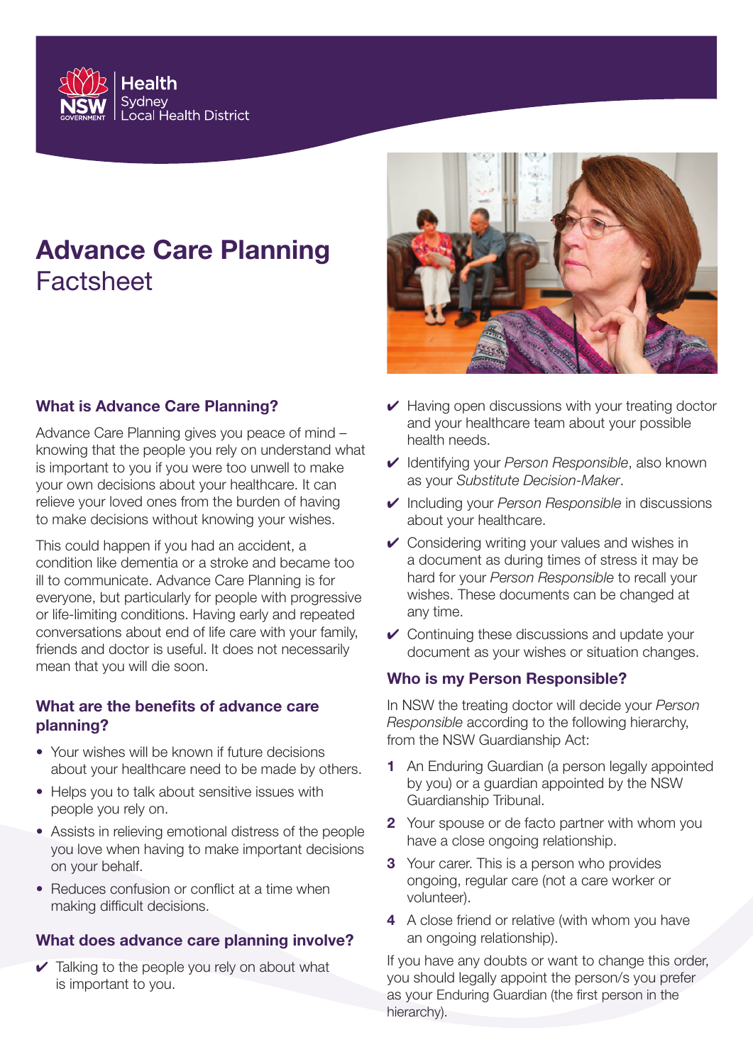Health
Sydney
Local Health District

# Advance Care Planning
Factsheet

## What is Advance Care Planning?

Advance Care Planning gives you peace of mind – knowing that the people you rely on understand what is important to you if you were too unwell to make your own decisions about your healthcare. It can relieve your loved ones from the burden of having to make decisions without knowing your wishes.

This could happen if you had an accident, a condition like dementia or a stroke and became too ill to communicate. Advance Care Planning is for everyone, but particularly for people with progressive or life-limiting conditions. Having early and repeated conversations about end of life care with your family, friends and doctor is useful. It does not necessarily mean that you will die soon.

## What are the benefits of advance care planning?

- Your wishes will be known if future decisions about your healthcare need to be made by others.
- Helps you to talk about sensitive issues with people you rely on.
- Assists in relieving emotional distress of the people you love when having to make important decisions on your behalf.
- Reduces confusion or conflict at a time when making difficult decisions.

## What does advance care planning involve?

- ✔ Talking to the people you rely on about what is important to you.
- ✔ Having open discussions with your treating doctor and your healthcare team about your possible health needs.
- ✔ Identifying your *Person Responsible*, also known as your *Substitute Decision-Maker*.
- ✔ Including your *Person Responsible* in discussions about your healthcare.
- ✔ Considering writing your values and wishes in a document as during times of stress it may be hard for your *Person Responsible* to recall your wishes. These documents can be changed at any time.
- ✔ Continuing these discussions and update your document as your wishes or situation changes.

## Who is my Person Responsible?

In NSW the treating doctor will decide your *Person Responsible* according to the following hierarchy, from the NSW Guardianship Act:

1. An Enduring Guardian (a person legally appointed by you) or a guardian appointed by the NSW Guardianship Tribunal.
2. Your spouse or de facto partner with whom you have a close ongoing relationship.
3. Your carer. This is a person who provides ongoing, regular care (not a care worker or volunteer).
4. A close friend or relative (with whom you have an ongoing relationship).

If you have any doubts or want to change this order, you should legally appoint the person/s you prefer as your Enduring Guardian (the first person in the hierarchy).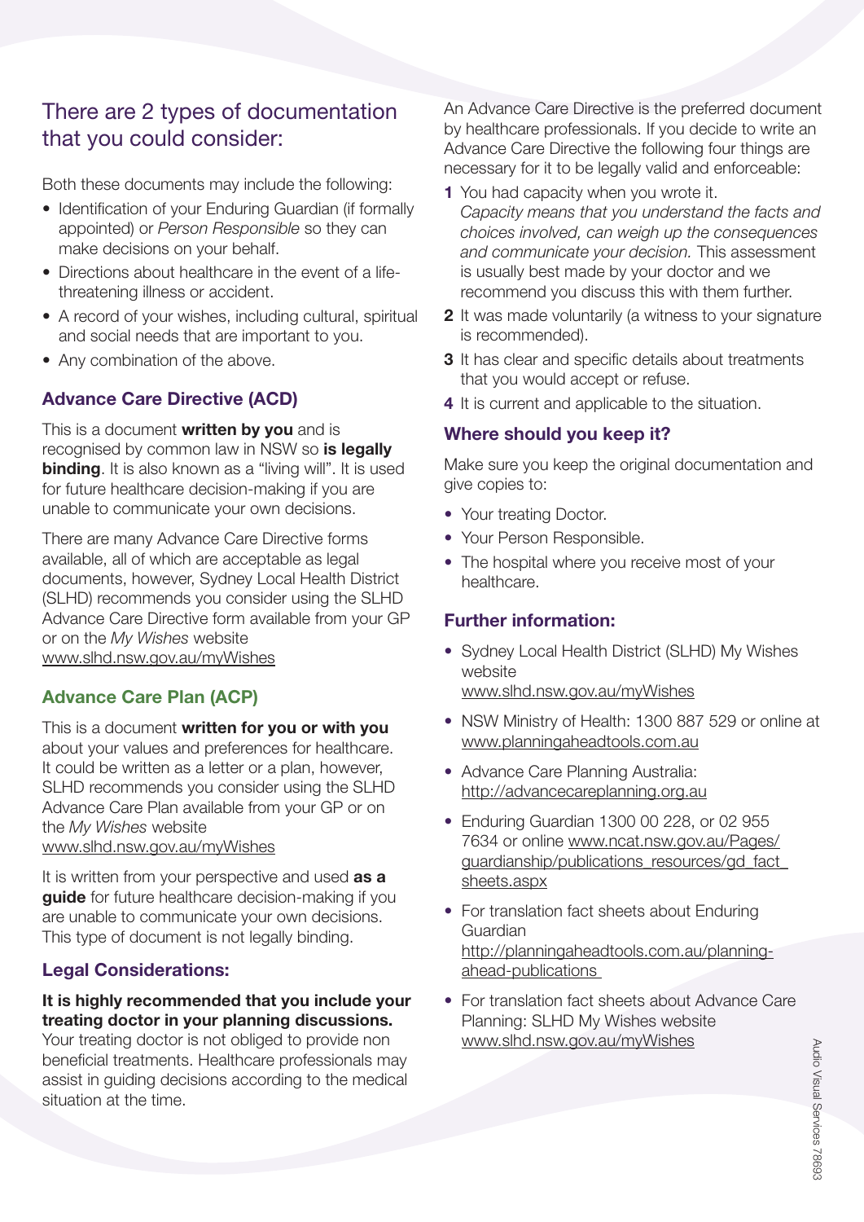## There are 2 types of documentation that you could consider:

Both these documents may include the following:

- Identification of your Enduring Guardian (if formally appointed) or *Person Responsible* so they can make decisions on your behalf.
- Directions about healthcare in the event of a life-threatening illness or accident.
- A record of your wishes, including cultural, spiritual and social needs that are important to you.
- Any combination of the above.

### Advance Care Directive (ACD)

This is a document **written by you** and is recognised by common law in NSW so **is legally binding**. It is also known as a "living will". It is used for future healthcare decision-making if you are unable to communicate your own decisions.

There are many Advance Care Directive forms available, all of which are acceptable as legal documents, however, Sydney Local Health District (SLHD) recommends you consider using the SLHD Advance Care Directive form available from your GP or on the *My Wishes* website www.slhd.nsw.gov.au/myWishes

### Advance Care Plan (ACP)

This is a document **written for you or with you** about your values and preferences for healthcare. It could be written as a letter or a plan, however, SLHD recommends you consider using the SLHD Advance Care Plan available from your GP or on the *My Wishes* website www.slhd.nsw.gov.au/myWishes

It is written from your perspective and used **as a guide** for future healthcare decision-making if you are unable to communicate your own decisions. This type of document is not legally binding.

### Legal Considerations:

**It is highly recommended that you include your treating doctor in your planning discussions.** Your treating doctor is not obliged to provide non beneficial treatments. Healthcare professionals may assist in guiding decisions according to the medical situation at the time.

An Advance Care Directive is the preferred document by healthcare professionals. If you decide to write an Advance Care Directive the following four things are necessary for it to be legally valid and enforceable:

1. You had capacity when you wrote it. *Capacity means that you understand the facts and choices involved, can weigh up the consequences and communicate your decision.* This assessment is usually best made by your doctor and we recommend you discuss this with them further.
2. It was made voluntarily (a witness to your signature is recommended).
3. It has clear and specific details about treatments that you would accept or refuse.
4. It is current and applicable to the situation.

### Where should you keep it?

Make sure you keep the original documentation and give copies to:

- Your treating Doctor.
- Your Person Responsible.
- The hospital where you receive most of your healthcare.

### Further information:

- Sydney Local Health District (SLHD) My Wishes website www.slhd.nsw.gov.au/myWishes
- NSW Ministry of Health: 1300 887 529 or online at www.planningaheadtools.com.au
- Advance Care Planning Australia: http://advancecareplanning.org.au
- Enduring Guardian 1300 00 228, or 02 955 7634 or online www.ncat.nsw.gov.au/Pages/guardianship/publications_resources/gd_fact_sheets.aspx
- For translation fact sheets about Enduring Guardian http://planningaheadtools.com.au/planning-ahead-publications
- For translation fact sheets about Advance Care Planning: SLHD My Wishes website www.slhd.nsw.gov.au/myWishes

Audio Visual Services 78693